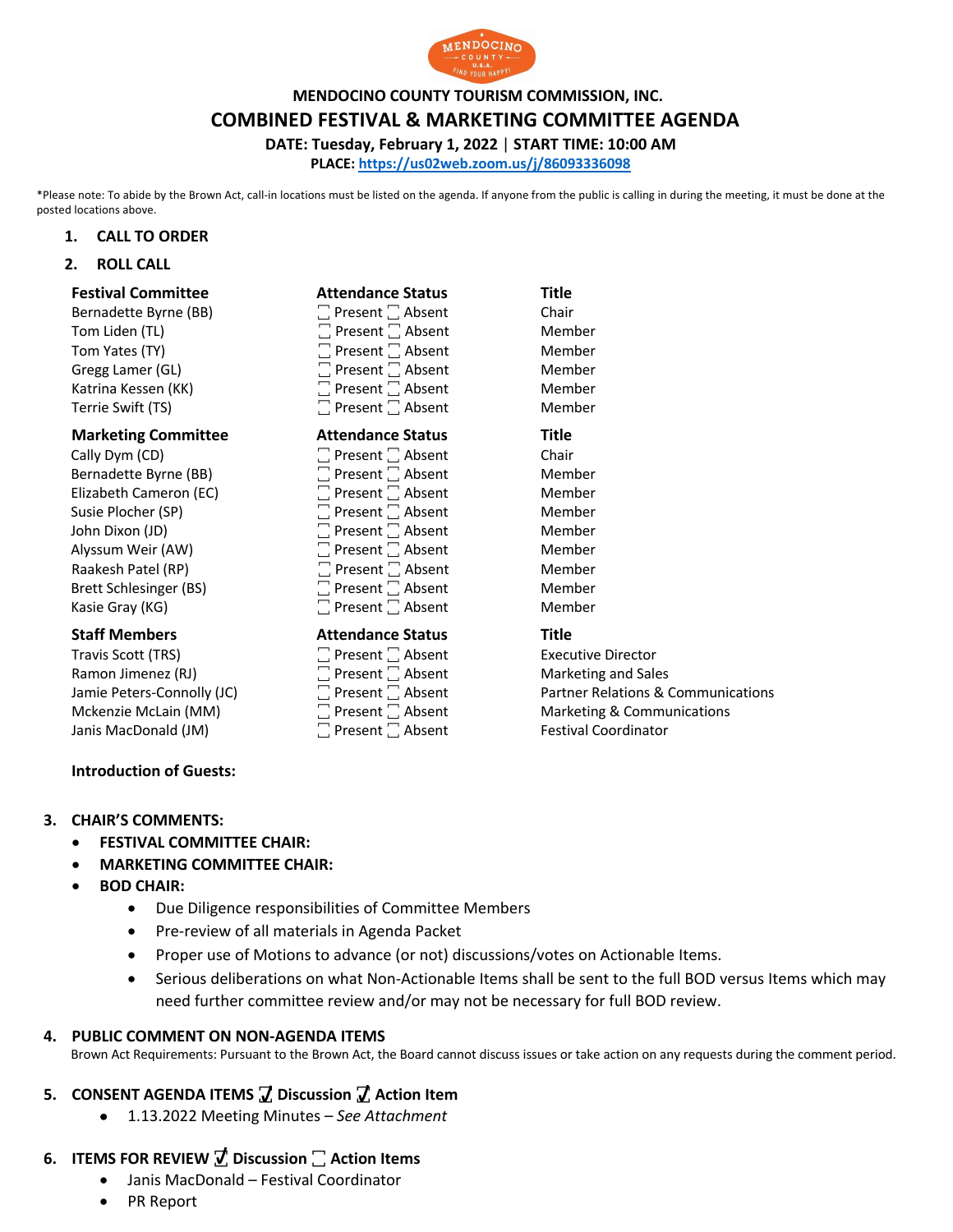# MENDOCINO COUNTY TOURISM COMMISSION, INC.

## COMBINED FESTIVAL & MARKETING COMMITTEE AGENDA

**DATE: Tuesday, February 1, 2022 | START TIME: 10:00 AM**

**PLACE: https://us02web.zoom.us/j/86093336098**

*Please note: To abide by the Brown Act, call-in locations must be listed on the agenda. If anyone from the public is calling in during the meeting, it must be done at the posted locations above.

1. **CALL TO ORDER**
2. **ROLL CALL**

| Festival Committee | Attendance Status | Title |
|---|---|---|
| Bernadette Byrne (BB) | ☐ Present ☐ Absent | Chair |
| Tom Liden (TL) | ☐ Present ☐ Absent | Member |
| Tom Yates (TY) | ☐ Present ☐ Absent | Member |
| Gregg Lamer (GL) | ☐ Present ☐ Absent | Member |
| Katrina Kessen (KK) | ☐ Present ☐ Absent | Member |
| Terrie Swift (TS) | ☐ Present ☐ Absent | Member |

| Marketing Committee | Attendance Status | Title |
|---|---|---|
| Cally Dym (CD) | ☐ Present ☐ Absent | Chair |
| Bernadette Byrne (BB) | ☐ Present ☐ Absent | Member |
| Elizabeth Cameron (EC) | ☐ Present ☐ Absent | Member |
| Susie Plocher (SP) | ☐ Present ☐ Absent | Member |
| John Dixon (JD) | ☐ Present ☐ Absent | Member |
| Alyssum Weir (AW) | ☐ Present ☐ Absent | Member |
| Raakesh Patel (RP) | ☐ Present ☐ Absent | Member |
| Brett Schlesinger (BS) | ☐ Present ☐ Absent | Member |
| Kasie Gray (KG) | ☐ Present ☐ Absent | Member |

| Staff Members | Attendance Status | Title |
|---|---|---|
| Travis Scott (TRS) | ☐ Present ☐ Absent | Executive Director |
| Ramon Jimenez (RJ) | ☐ Present ☐ Absent | Marketing and Sales |
| Jamie Peters-Connolly (JC) | ☐ Present ☐ Absent | Partner Relations & Communications |
| Mckenzie McLain (MM) | ☐ Present ☐ Absent | Marketing & Communications |
| Janis MacDonald (JM) | ☐ Present ☐ Absent | Festival Coordinator |

**Introduction of Guests:**

3. **CHAIR'S COMMENTS:**
   - **FESTIVAL COMMITTEE CHAIR:**
   - **MARKETING COMMITTEE CHAIR:**
   - **BOD CHAIR:**
     - Due Diligence responsibilities of Committee Members
     - Pre-review of all materials in Agenda Packet
     - Proper use of Motions to advance (or not) discussions/votes on Actionable Items.
     - Serious deliberations on what Non-Actionable Items shall be sent to the full BOD versus Items which may need further committee review and/or may not be necessary for full BOD review.

4. **PUBLIC COMMENT ON NON-AGENDA ITEMS**

   Brown Act Requirements: Pursuant to the Brown Act, the Board cannot discuss issues or take action on any requests during the comment period.

5. **CONSENT AGENDA ITEMS ☑ Discussion ☑ Action Item**
   - 1.13.2022 Meeting Minutes – *See Attachment*

6. **ITEMS FOR REVIEW ☑ Discussion ☐ Action Items**
   - Janis MacDonald – Festival Coordinator
   - PR Report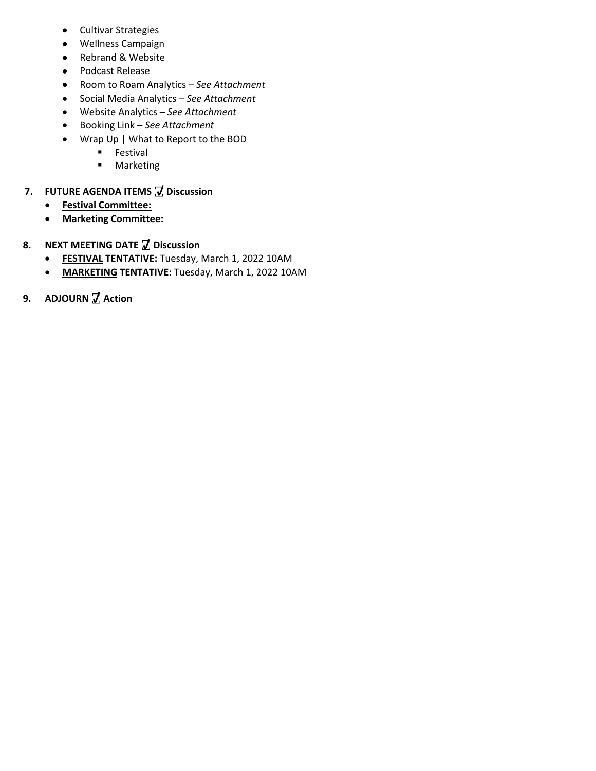- Cultivar Strategies
- Wellness Campaign
- Rebrand & Website
- Podcast Release
- Room to Roam Analytics – *See Attachment*
- Social Media Analytics – *See Attachment*
- Website Analytics – *See Attachment*
- Booking Link – *See Attachment*
- Wrap Up | What to Report to the BOD
    - Festival
    - Marketing

**7. FUTURE AGENDA ITEMS ☑ Discussion**

- **Festival Committee:**
- **Marketing Committee:**

**8. NEXT MEETING DATE ☑ Discussion**

- **FESTIVAL TENTATIVE:** Tuesday, March 1, 2022 10AM
- **MARKETING TENTATIVE:** Tuesday, March 1, 2022 10AM

**9. ADJOURN ☑ Action**